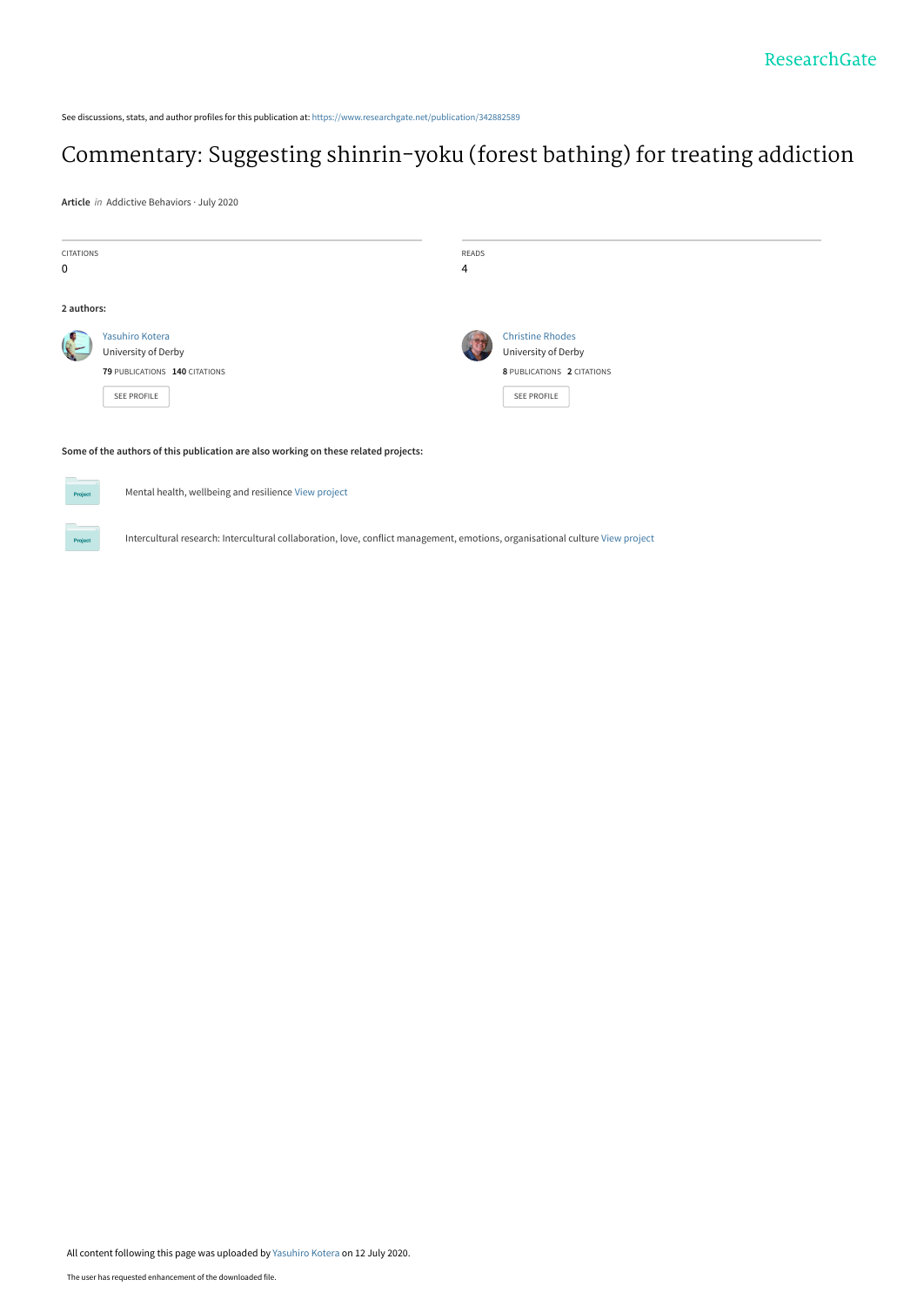See discussions, stats, and author profiles for this publication at: https://www.researchgate.net/publication/342882589

# Commentary: Suggesting shinrin-yoku (forest bathing) for treating addiction

**Article** *in* Addictive Behaviors · July 2020

| CITATIONS | READS |
| --- | --- |
| 0 | 4 |

**2 authors:**

Yasuhiro Kotera
University of Derby
**79** PUBLICATIONS **140** CITATIONS
SEE PROFILE

Christine Rhodes
University of Derby
**8** PUBLICATIONS **2** CITATIONS
SEE PROFILE

**Some of the authors of this publication are also working on these related projects:**

Project: Mental health, wellbeing and resilience View project

Project: Intercultural research: Intercultural collaboration, love, conflict management, emotions, organisational culture View project

All content following this page was uploaded by Yasuhiro Kotera on 12 July 2020.

The user has requested enhancement of the downloaded file.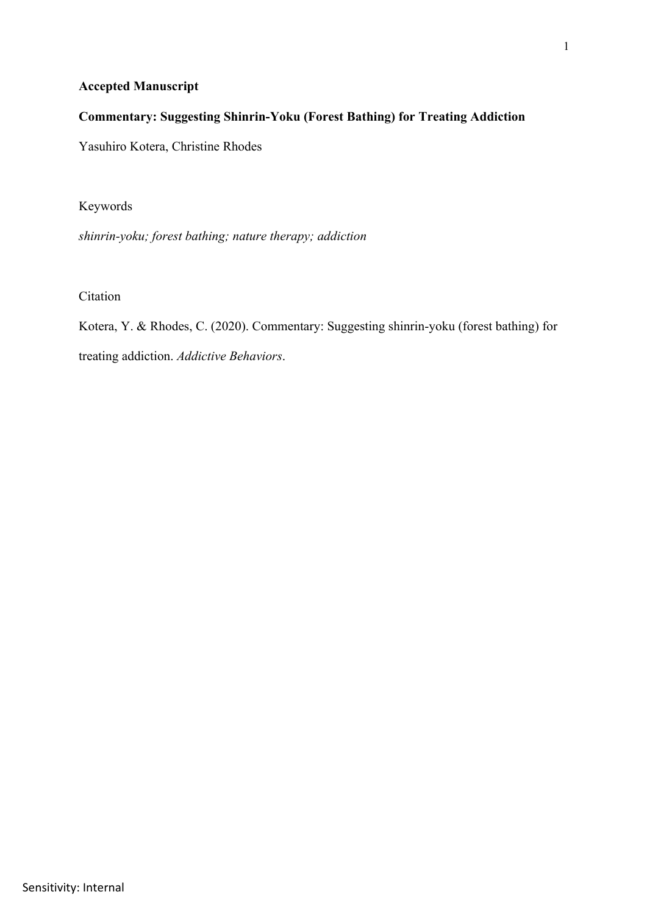**Accepted Manuscript**

**Commentary: Suggesting Shinrin-Yoku (Forest Bathing) for Treating Addiction**

Yasuhiro Kotera, Christine Rhodes

Keywords

*shinrin-yoku; forest bathing; nature therapy; addiction*

Citation

Kotera, Y. & Rhodes, C. (2020). Commentary: Suggesting shinrin-yoku (forest bathing) for treating addiction. *Addictive Behaviors*.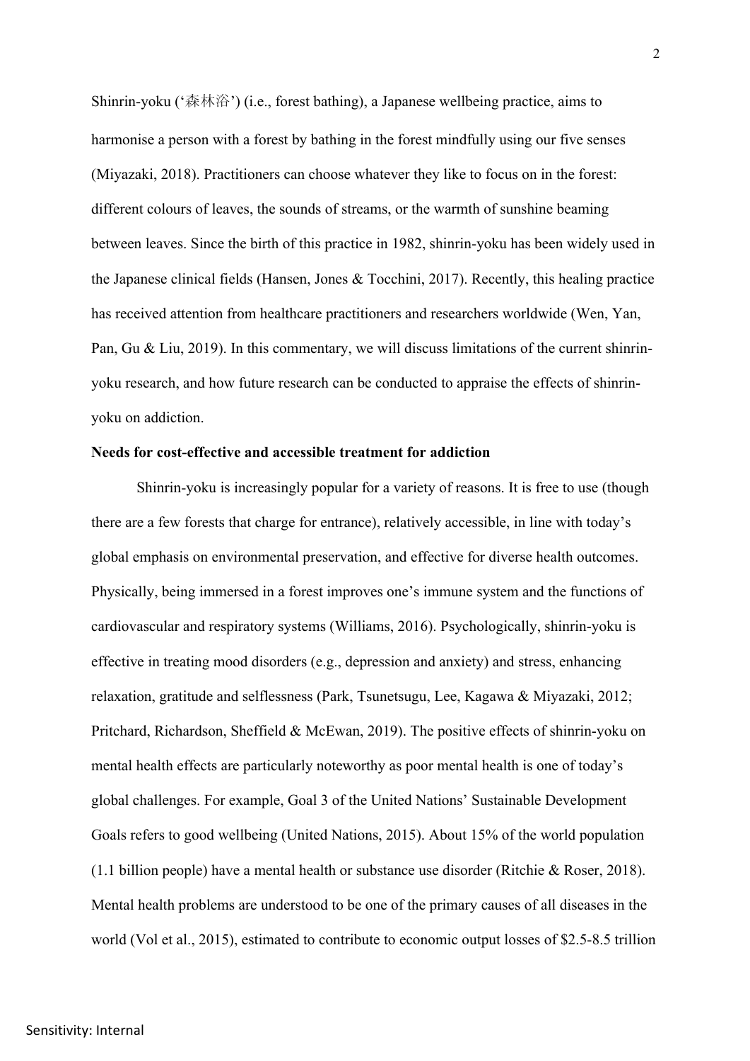Shinrin-yoku ('森林浴') (i.e., forest bathing), a Japanese wellbeing practice, aims to harmonise a person with a forest by bathing in the forest mindfully using our five senses (Miyazaki, 2018). Practitioners can choose whatever they like to focus on in the forest: different colours of leaves, the sounds of streams, or the warmth of sunshine beaming between leaves. Since the birth of this practice in 1982, shinrin-yoku has been widely used in the Japanese clinical fields (Hansen, Jones & Tocchini, 2017). Recently, this healing practice has received attention from healthcare practitioners and researchers worldwide (Wen, Yan, Pan, Gu & Liu, 2019). In this commentary, we will discuss limitations of the current shinrin-yoku research, and how future research can be conducted to appraise the effects of shinrin-yoku on addiction.

**Needs for cost-effective and accessible treatment for addiction**

Shinrin-yoku is increasingly popular for a variety of reasons. It is free to use (though there are a few forests that charge for entrance), relatively accessible, in line with today's global emphasis on environmental preservation, and effective for diverse health outcomes. Physically, being immersed in a forest improves one's immune system and the functions of cardiovascular and respiratory systems (Williams, 2016). Psychologically, shinrin-yoku is effective in treating mood disorders (e.g., depression and anxiety) and stress, enhancing relaxation, gratitude and selflessness (Park, Tsunetsugu, Lee, Kagawa & Miyazaki, 2012; Pritchard, Richardson, Sheffield & McEwan, 2019). The positive effects of shinrin-yoku on mental health effects are particularly noteworthy as poor mental health is one of today's global challenges. For example, Goal 3 of the United Nations' Sustainable Development Goals refers to good wellbeing (United Nations, 2015). About 15% of the world population (1.1 billion people) have a mental health or substance use disorder (Ritchie & Roser, 2018). Mental health problems are understood to be one of the primary causes of all diseases in the world (Vol et al., 2015), estimated to contribute to economic output losses of $2.5-8.5 trillion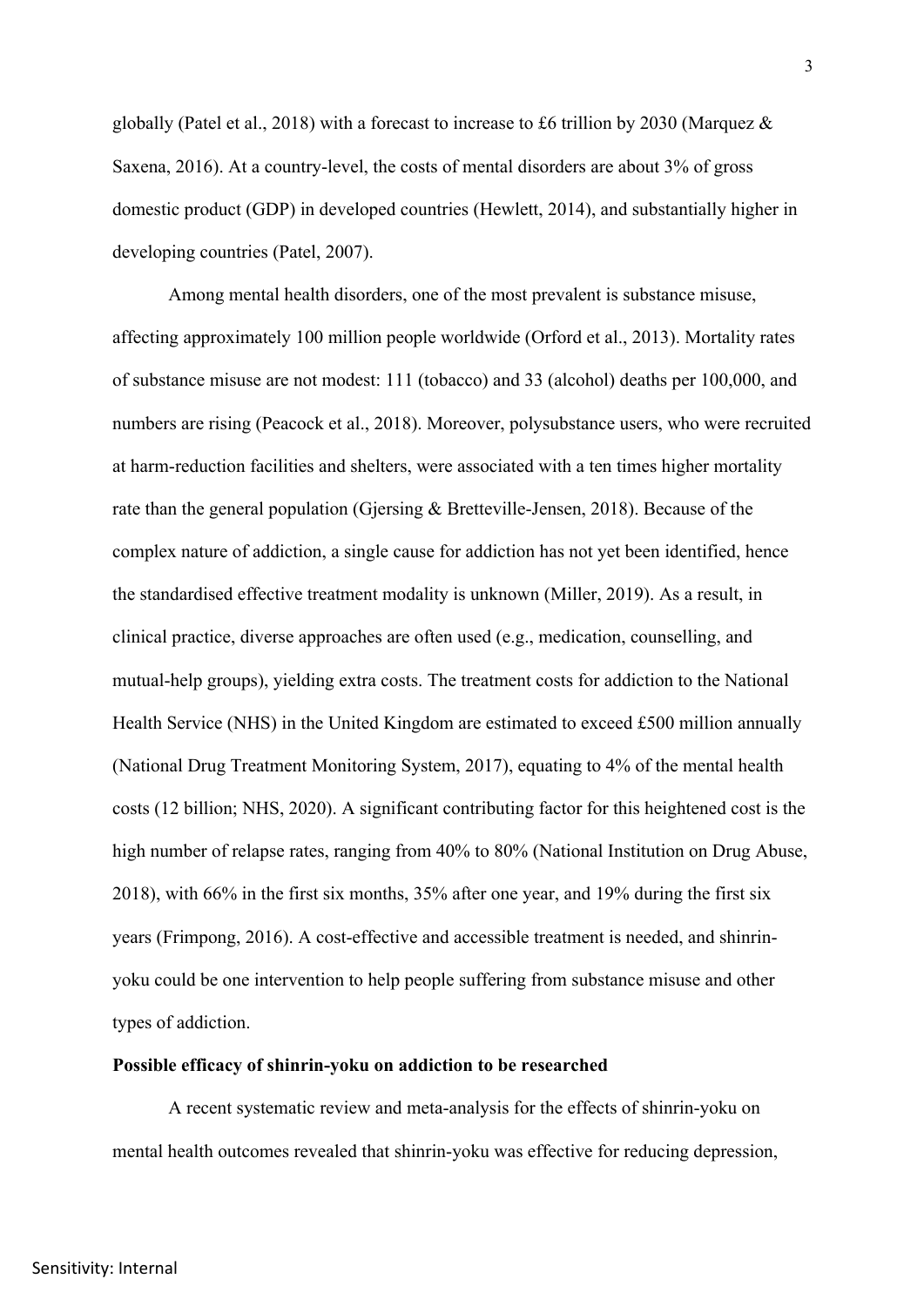globally (Patel et al., 2018) with a forecast to increase to £6 trillion by 2030 (Marquez & Saxena, 2016). At a country-level, the costs of mental disorders are about 3% of gross domestic product (GDP) in developed countries (Hewlett, 2014), and substantially higher in developing countries (Patel, 2007).

Among mental health disorders, one of the most prevalent is substance misuse, affecting approximately 100 million people worldwide (Orford et al., 2013). Mortality rates of substance misuse are not modest: 111 (tobacco) and 33 (alcohol) deaths per 100,000, and numbers are rising (Peacock et al., 2018). Moreover, polysubstance users, who were recruited at harm-reduction facilities and shelters, were associated with a ten times higher mortality rate than the general population (Gjersing & Bretteville-Jensen, 2018). Because of the complex nature of addiction, a single cause for addiction has not yet been identified, hence the standardised effective treatment modality is unknown (Miller, 2019). As a result, in clinical practice, diverse approaches are often used (e.g., medication, counselling, and mutual-help groups), yielding extra costs. The treatment costs for addiction to the National Health Service (NHS) in the United Kingdom are estimated to exceed £500 million annually (National Drug Treatment Monitoring System, 2017), equating to 4% of the mental health costs (12 billion; NHS, 2020). A significant contributing factor for this heightened cost is the high number of relapse rates, ranging from 40% to 80% (National Institution on Drug Abuse, 2018), with 66% in the first six months, 35% after one year, and 19% during the first six years (Frimpong, 2016). A cost-effective and accessible treatment is needed, and shinrin-yoku could be one intervention to help people suffering from substance misuse and other types of addiction.

**Possible efficacy of shinrin-yoku on addiction to be researched**

A recent systematic review and meta-analysis for the effects of shinrin-yoku on mental health outcomes revealed that shinrin-yoku was effective for reducing depression,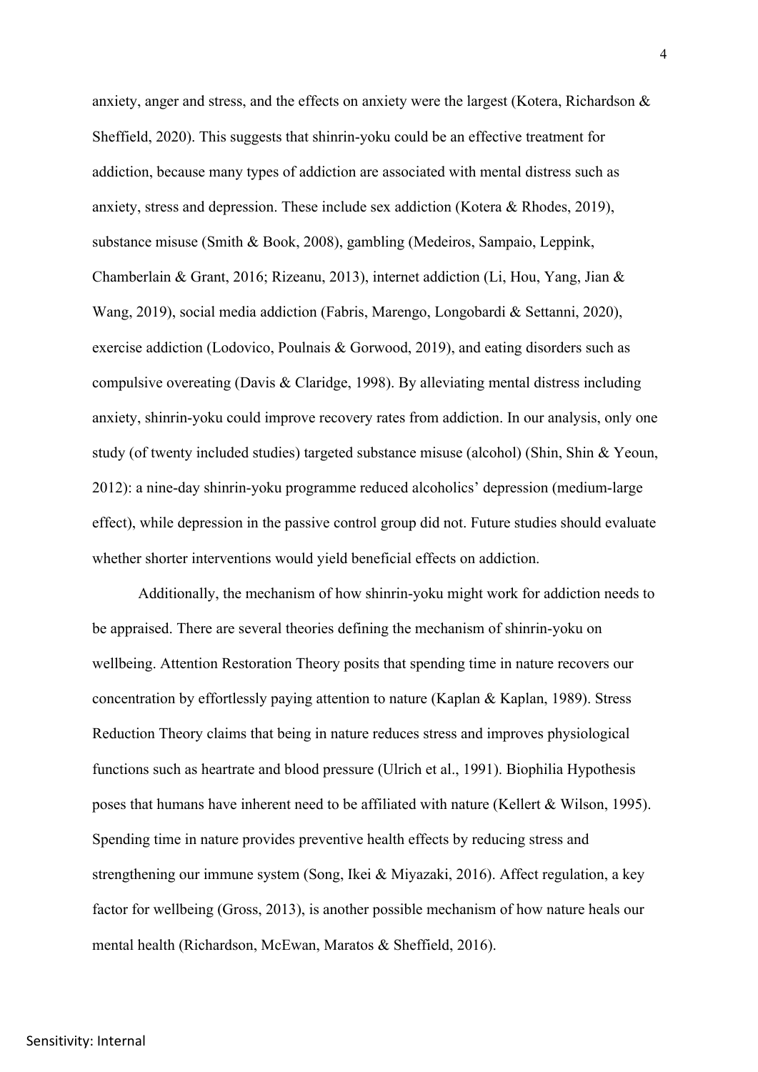anxiety, anger and stress, and the effects on anxiety were the largest (Kotera, Richardson & Sheffield, 2020). This suggests that shinrin-yoku could be an effective treatment for addiction, because many types of addiction are associated with mental distress such as anxiety, stress and depression. These include sex addiction (Kotera & Rhodes, 2019), substance misuse (Smith & Book, 2008), gambling (Medeiros, Sampaio, Leppink, Chamberlain & Grant, 2016; Rizeanu, 2013), internet addiction (Li, Hou, Yang, Jian & Wang, 2019), social media addiction (Fabris, Marengo, Longobardi & Settanni, 2020), exercise addiction (Lodovico, Poulnais & Gorwood, 2019), and eating disorders such as compulsive overeating (Davis & Claridge, 1998). By alleviating mental distress including anxiety, shinrin-yoku could improve recovery rates from addiction. In our analysis, only one study (of twenty included studies) targeted substance misuse (alcohol) (Shin, Shin & Yeoun, 2012): a nine-day shinrin-yoku programme reduced alcoholics' depression (medium-large effect), while depression in the passive control group did not. Future studies should evaluate whether shorter interventions would yield beneficial effects on addiction.

Additionally, the mechanism of how shinrin-yoku might work for addiction needs to be appraised. There are several theories defining the mechanism of shinrin-yoku on wellbeing. Attention Restoration Theory posits that spending time in nature recovers our concentration by effortlessly paying attention to nature (Kaplan & Kaplan, 1989). Stress Reduction Theory claims that being in nature reduces stress and improves physiological functions such as heartrate and blood pressure (Ulrich et al., 1991). Biophilia Hypothesis poses that humans have inherent need to be affiliated with nature (Kellert & Wilson, 1995). Spending time in nature provides preventive health effects by reducing stress and strengthening our immune system (Song, Ikei & Miyazaki, 2016). Affect regulation, a key factor for wellbeing (Gross, 2013), is another possible mechanism of how nature heals our mental health (Richardson, McEwan, Maratos & Sheffield, 2016).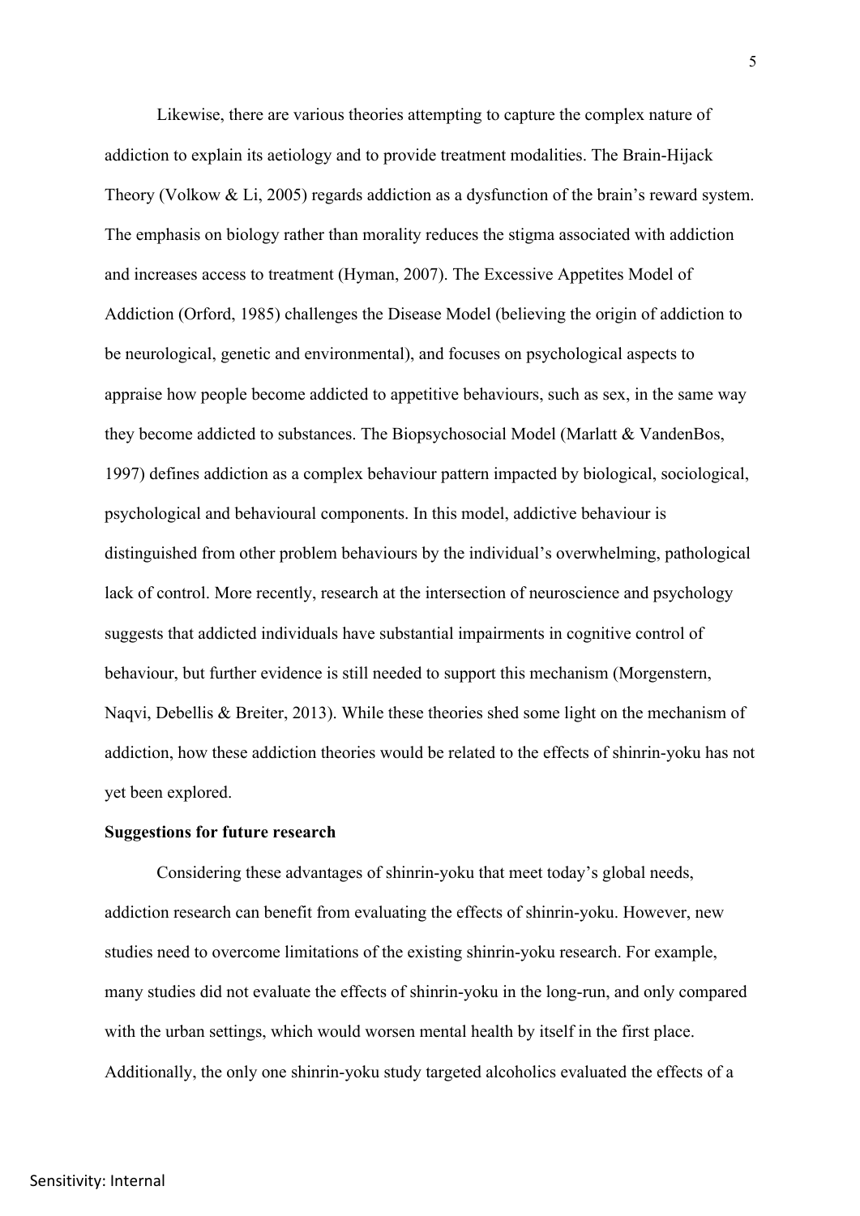Likewise, there are various theories attempting to capture the complex nature of addiction to explain its aetiology and to provide treatment modalities. The Brain-Hijack Theory (Volkow & Li, 2005) regards addiction as a dysfunction of the brain's reward system. The emphasis on biology rather than morality reduces the stigma associated with addiction and increases access to treatment (Hyman, 2007). The Excessive Appetites Model of Addiction (Orford, 1985) challenges the Disease Model (believing the origin of addiction to be neurological, genetic and environmental), and focuses on psychological aspects to appraise how people become addicted to appetitive behaviours, such as sex, in the same way they become addicted to substances. The Biopsychosocial Model (Marlatt & VandenBos, 1997) defines addiction as a complex behaviour pattern impacted by biological, sociological, psychological and behavioural components. In this model, addictive behaviour is distinguished from other problem behaviours by the individual's overwhelming, pathological lack of control. More recently, research at the intersection of neuroscience and psychology suggests that addicted individuals have substantial impairments in cognitive control of behaviour, but further evidence is still needed to support this mechanism (Morgenstern, Naqvi, Debellis & Breiter, 2013). While these theories shed some light on the mechanism of addiction, how these addiction theories would be related to the effects of shinrin-yoku has not yet been explored.

**Suggestions for future research**

Considering these advantages of shinrin-yoku that meet today's global needs, addiction research can benefit from evaluating the effects of shinrin-yoku. However, new studies need to overcome limitations of the existing shinrin-yoku research. For example, many studies did not evaluate the effects of shinrin-yoku in the long-run, and only compared with the urban settings, which would worsen mental health by itself in the first place. Additionally, the only one shinrin-yoku study targeted alcoholics evaluated the effects of a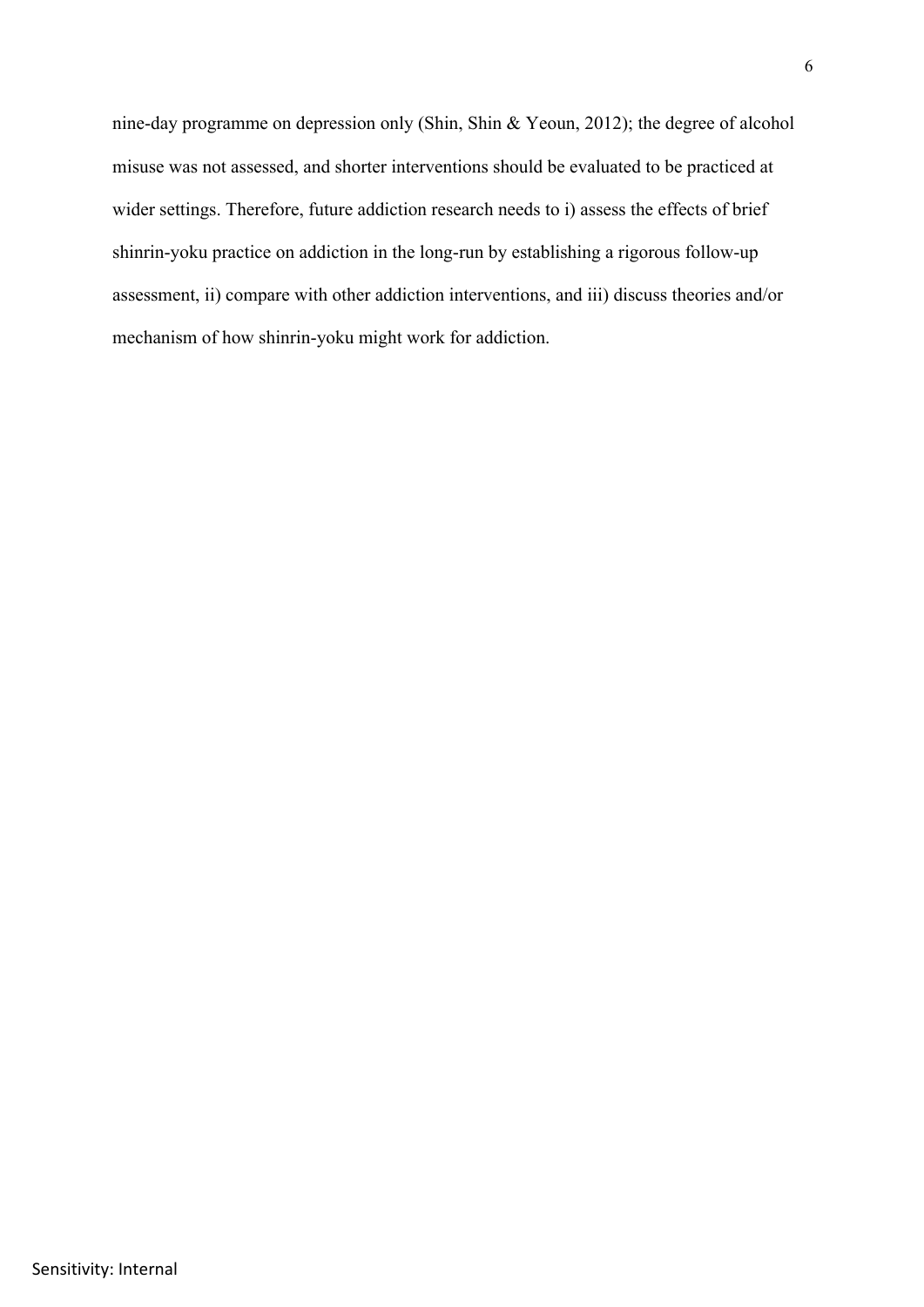nine-day programme on depression only (Shin, Shin & Yeoun, 2012); the degree of alcohol misuse was not assessed, and shorter interventions should be evaluated to be practiced at wider settings. Therefore, future addiction research needs to i) assess the effects of brief shinrin-yoku practice on addiction in the long-run by establishing a rigorous follow-up assessment, ii) compare with other addiction interventions, and iii) discuss theories and/or mechanism of how shinrin-yoku might work for addiction.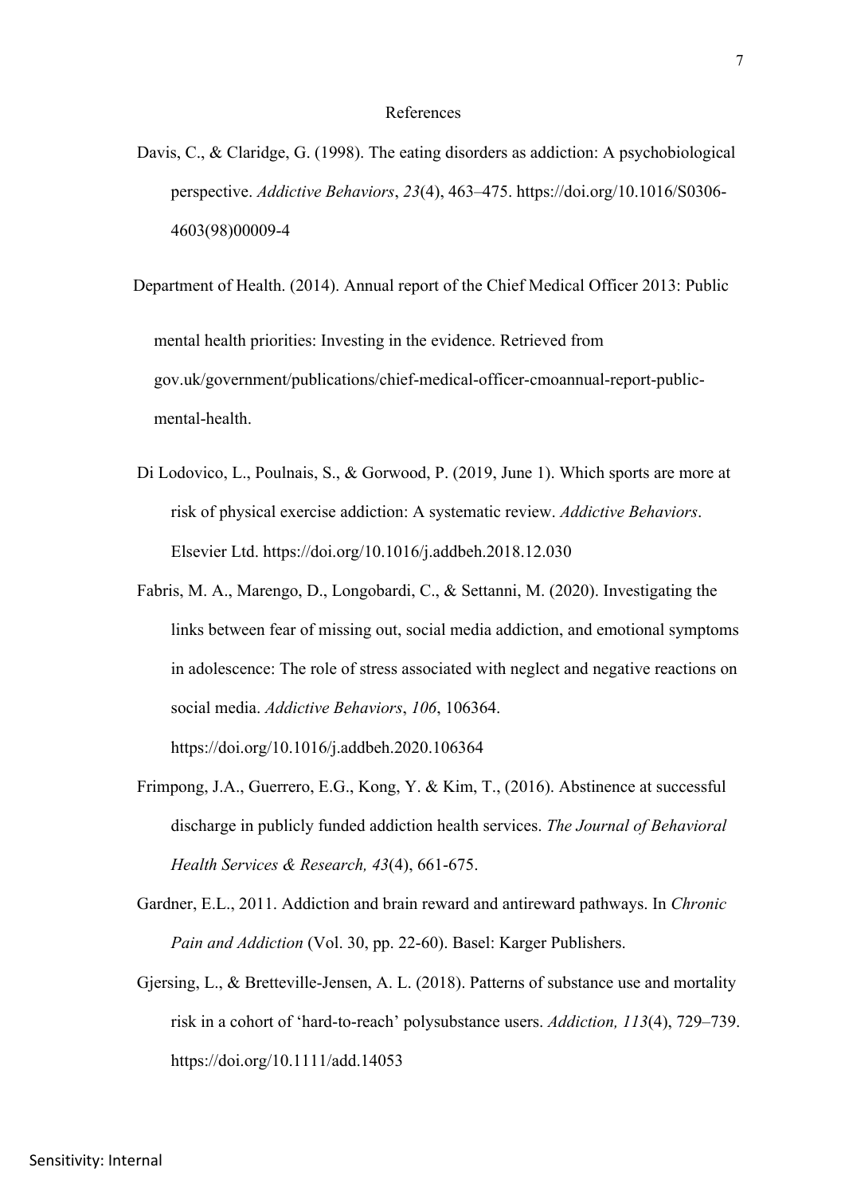# References

Davis, C., & Claridge, G. (1998). The eating disorders as addiction: A psychobiological perspective. *Addictive Behaviors*, *23*(4), 463–475. https://doi.org/10.1016/S0306-4603(98)00009-4

Department of Health. (2014). Annual report of the Chief Medical Officer 2013: Public mental health priorities: Investing in the evidence. Retrieved from gov.uk/government/publications/chief-medical-officer-cmoannual-report-public-mental-health.

Di Lodovico, L., Poulnais, S., & Gorwood, P. (2019, June 1). Which sports are more at risk of physical exercise addiction: A systematic review. *Addictive Behaviors*. Elsevier Ltd. https://doi.org/10.1016/j.addbeh.2018.12.030

Fabris, M. A., Marengo, D., Longobardi, C., & Settanni, M. (2020). Investigating the links between fear of missing out, social media addiction, and emotional symptoms in adolescence: The role of stress associated with neglect and negative reactions on social media. *Addictive Behaviors*, *106*, 106364. https://doi.org/10.1016/j.addbeh.2020.106364

Frimpong, J.A., Guerrero, E.G., Kong, Y. & Kim, T., (2016). Abstinence at successful discharge in publicly funded addiction health services. *The Journal of Behavioral Health Services & Research, 43*(4), 661-675.

Gardner, E.L., 2011. Addiction and brain reward and antireward pathways. In *Chronic Pain and Addiction* (Vol. 30, pp. 22-60). Basel: Karger Publishers.

Gjersing, L., & Bretteville-Jensen, A. L. (2018). Patterns of substance use and mortality risk in a cohort of 'hard-to-reach' polysubstance users. *Addiction, 113*(4), 729–739. https://doi.org/10.1111/add.14053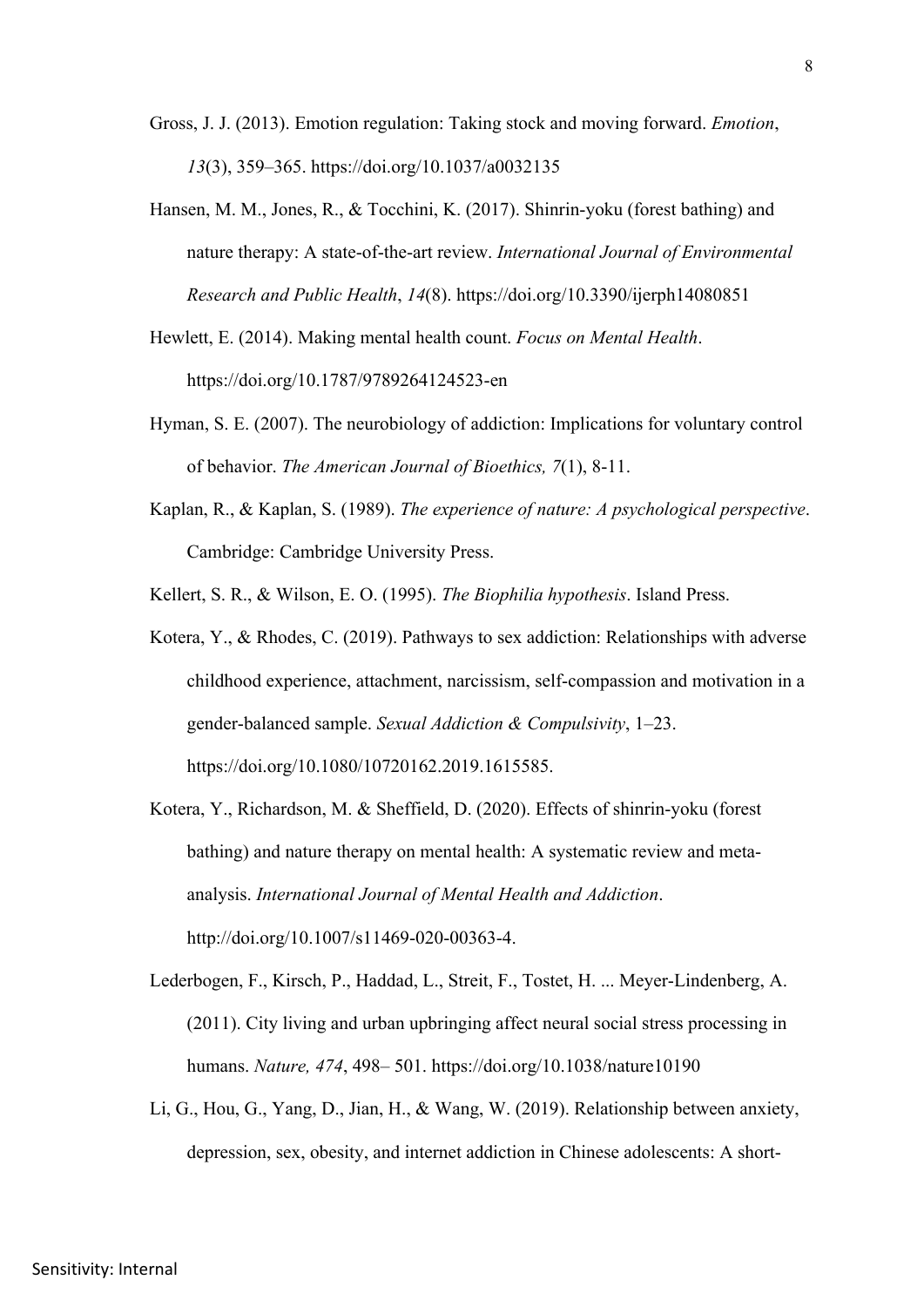Gross, J. J. (2013). Emotion regulation: Taking stock and moving forward. *Emotion*, *13*(3), 359–365. https://doi.org/10.1037/a0032135

Hansen, M. M., Jones, R., & Tocchini, K. (2017). Shinrin-yoku (forest bathing) and nature therapy: A state-of-the-art review. *International Journal of Environmental Research and Public Health*, *14*(8). https://doi.org/10.3390/ijerph14080851

Hewlett, E. (2014). Making mental health count. *Focus on Mental Health*. https://doi.org/10.1787/9789264124523-en

Hyman, S. E. (2007). The neurobiology of addiction: Implications for voluntary control of behavior. *The American Journal of Bioethics, 7*(1), 8-11.

Kaplan, R., & Kaplan, S. (1989). *The experience of nature: A psychological perspective*. Cambridge: Cambridge University Press.

Kellert, S. R., & Wilson, E. O. (1995). *The Biophilia hypothesis*. Island Press.

Kotera, Y., & Rhodes, C. (2019). Pathways to sex addiction: Relationships with adverse childhood experience, attachment, narcissism, self-compassion and motivation in a gender-balanced sample. *Sexual Addiction & Compulsivity*, 1–23. https://doi.org/10.1080/10720162.2019.1615585.

Kotera, Y., Richardson, M. & Sheffield, D. (2020). Effects of shinrin-yoku (forest bathing) and nature therapy on mental health: A systematic review and meta-analysis. *International Journal of Mental Health and Addiction*. http://doi.org/10.1007/s11469-020-00363-4.

Lederbogen, F., Kirsch, P., Haddad, L., Streit, F., Tostet, H. ... Meyer-Lindenberg, A. (2011). City living and urban upbringing affect neural social stress processing in humans. *Nature, 474*, 498– 501. https://doi.org/10.1038/nature10190

Li, G., Hou, G., Yang, D., Jian, H., & Wang, W. (2019). Relationship between anxiety, depression, sex, obesity, and internet addiction in Chinese adolescents: A short-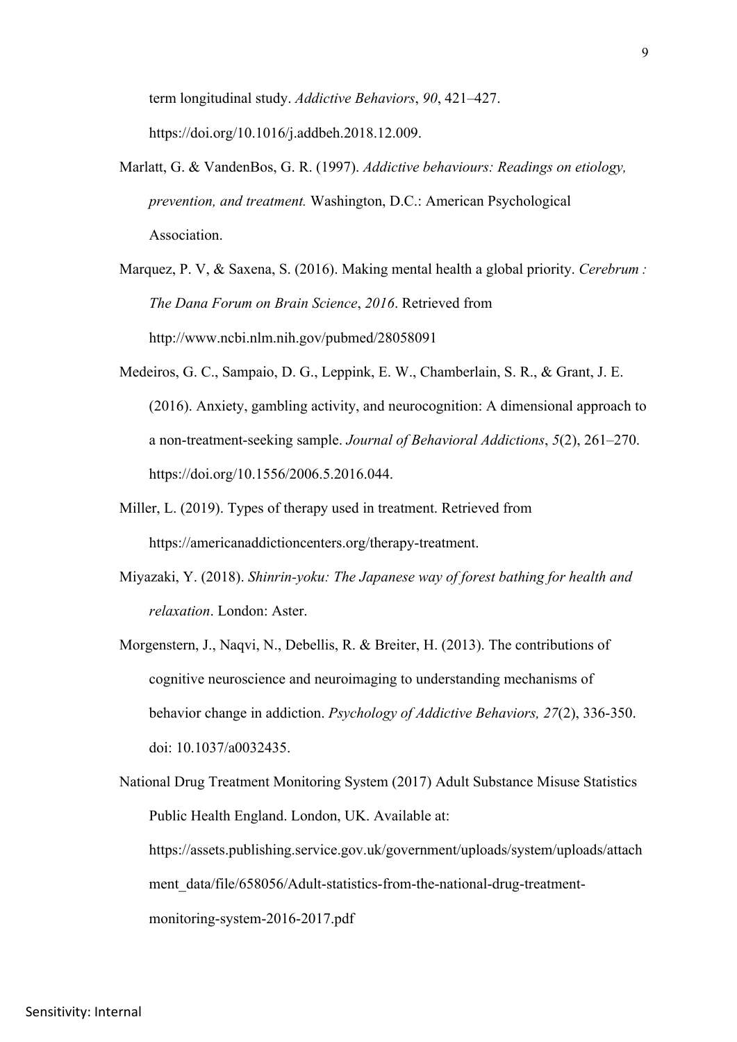term longitudinal study. *Addictive Behaviors*, *90*, 421–427. https://doi.org/10.1016/j.addbeh.2018.12.009.

Marlatt, G. & VandenBos, G. R. (1997). *Addictive behaviours: Readings on etiology, prevention, and treatment.* Washington, D.C.: American Psychological Association.

Marquez, P. V, & Saxena, S. (2016). Making mental health a global priority. *Cerebrum : The Dana Forum on Brain Science*, *2016*. Retrieved from http://www.ncbi.nlm.nih.gov/pubmed/28058091

Medeiros, G. C., Sampaio, D. G., Leppink, E. W., Chamberlain, S. R., & Grant, J. E. (2016). Anxiety, gambling activity, and neurocognition: A dimensional approach to a non-treatment-seeking sample. *Journal of Behavioral Addictions*, *5*(2), 261–270. https://doi.org/10.1556/2006.5.2016.044.

Miller, L. (2019). Types of therapy used in treatment. Retrieved from https://americanaddictioncenters.org/therapy-treatment.

Miyazaki, Y. (2018). *Shinrin-yoku: The Japanese way of forest bathing for health and relaxation*. London: Aster.

Morgenstern, J., Naqvi, N., Debellis, R. & Breiter, H. (2013). The contributions of cognitive neuroscience and neuroimaging to understanding mechanisms of behavior change in addiction. *Psychology of Addictive Behaviors, 27*(2), 336-350. doi: 10.1037/a0032435.

National Drug Treatment Monitoring System (2017) Adult Substance Misuse Statistics Public Health England. London, UK. Available at: https://assets.publishing.service.gov.uk/government/uploads/system/uploads/attachment_data/file/658056/Adult-statistics-from-the-national-drug-treatment-monitoring-system-2016-2017.pdf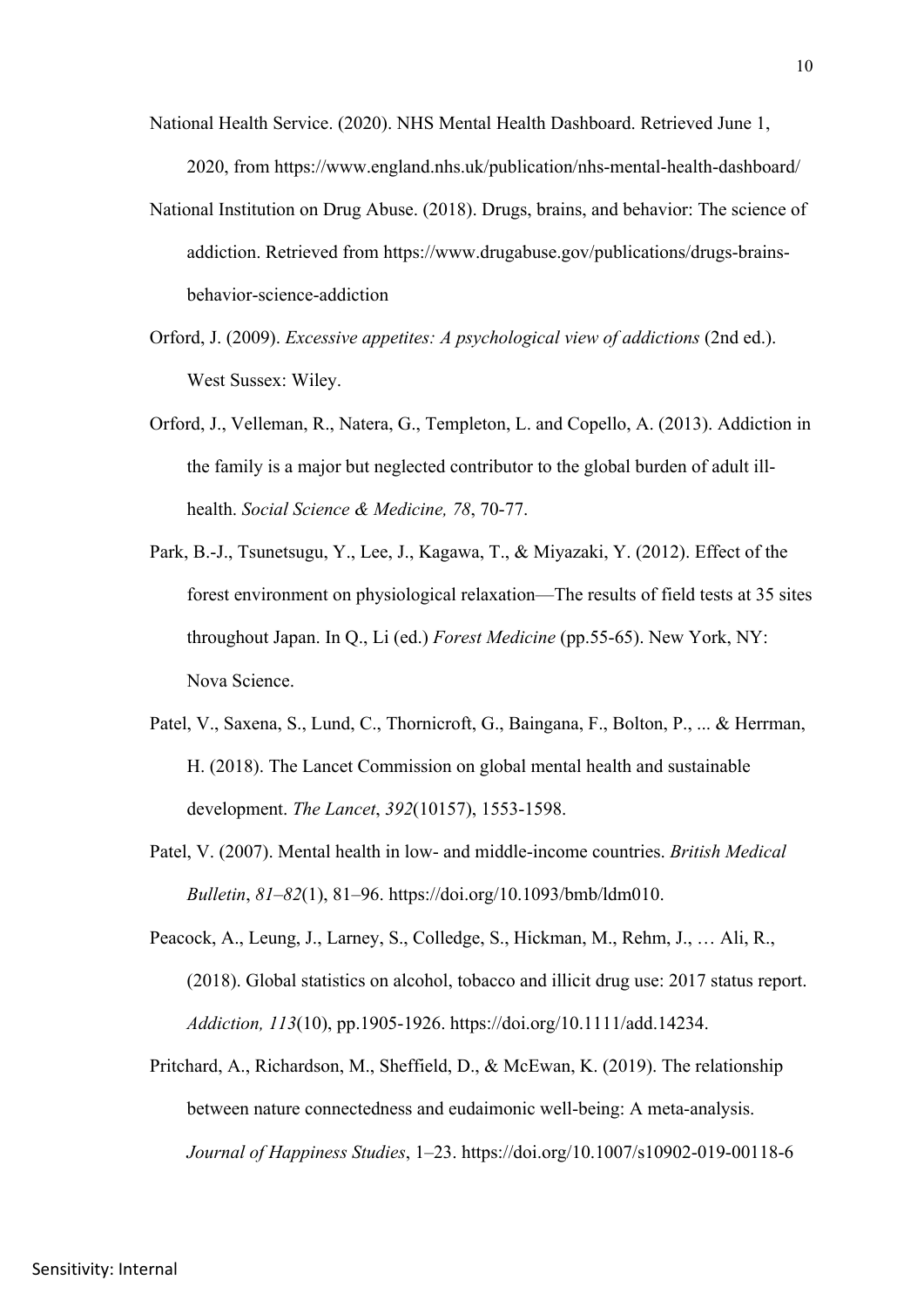National Health Service. (2020). NHS Mental Health Dashboard. Retrieved June 1, 2020, from https://www.england.nhs.uk/publication/nhs-mental-health-dashboard/

National Institution on Drug Abuse. (2018). Drugs, brains, and behavior: The science of addiction. Retrieved from https://www.drugabuse.gov/publications/drugs-brains-behavior-science-addiction

Orford, J. (2009). *Excessive appetites: A psychological view of addictions* (2nd ed.). West Sussex: Wiley.

Orford, J., Velleman, R., Natera, G., Templeton, L. and Copello, A. (2013). Addiction in the family is a major but neglected contributor to the global burden of adult ill-health. *Social Science & Medicine, 78*, 70-77.

Park, B.-J., Tsunetsugu, Y., Lee, J., Kagawa, T., & Miyazaki, Y. (2012). Effect of the forest environment on physiological relaxation—The results of field tests at 35 sites throughout Japan. In Q., Li (ed.) *Forest Medicine* (pp.55-65). New York, NY: Nova Science.

Patel, V., Saxena, S., Lund, C., Thornicroft, G., Baingana, F., Bolton, P., ... & Herrman, H. (2018). The Lancet Commission on global mental health and sustainable development. *The Lancet*, *392*(10157), 1553-1598.

Patel, V. (2007). Mental health in low- and middle-income countries. *British Medical Bulletin*, *81–82*(1), 81–96. https://doi.org/10.1093/bmb/ldm010.

Peacock, A., Leung, J., Larney, S., Colledge, S., Hickman, M., Rehm, J., … Ali, R., (2018). Global statistics on alcohol, tobacco and illicit drug use: 2017 status report. *Addiction, 113*(10), pp.1905-1926. https://doi.org/10.1111/add.14234.

Pritchard, A., Richardson, M., Sheffield, D., & McEwan, K. (2019). The relationship between nature connectedness and eudaimonic well-being: A meta-analysis. *Journal of Happiness Studies*, 1–23. https://doi.org/10.1007/s10902-019-00118-6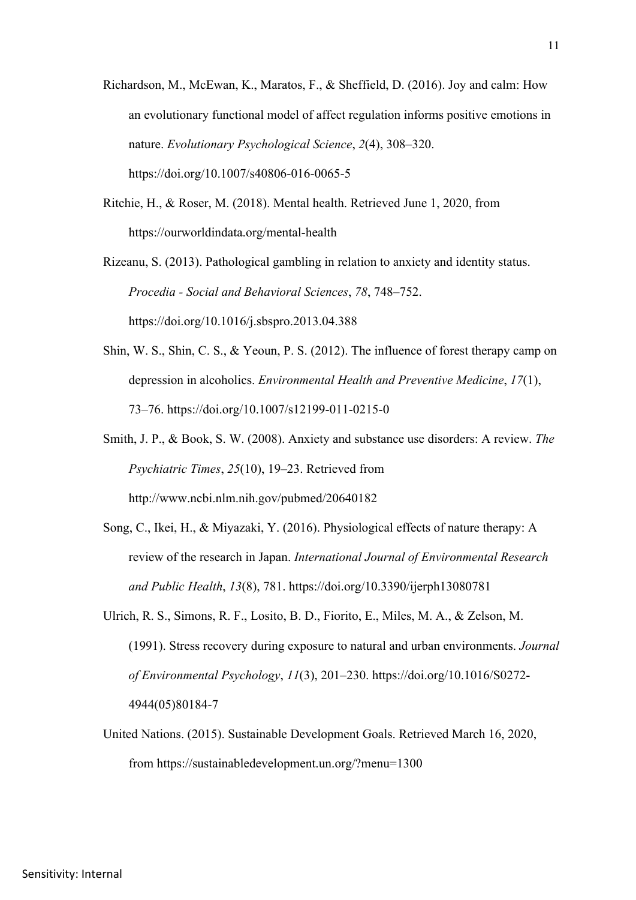Richardson, M., McEwan, K., Maratos, F., & Sheffield, D. (2016). Joy and calm: How an evolutionary functional model of affect regulation informs positive emotions in nature. *Evolutionary Psychological Science*, *2*(4), 308–320. https://doi.org/10.1007/s40806-016-0065-5

Ritchie, H., & Roser, M. (2018). Mental health. Retrieved June 1, 2020, from https://ourworldindata.org/mental-health

Rizeanu, S. (2013). Pathological gambling in relation to anxiety and identity status. *Procedia - Social and Behavioral Sciences*, *78*, 748–752. https://doi.org/10.1016/j.sbspro.2013.04.388

Shin, W. S., Shin, C. S., & Yeoun, P. S. (2012). The influence of forest therapy camp on depression in alcoholics. *Environmental Health and Preventive Medicine*, *17*(1), 73–76. https://doi.org/10.1007/s12199-011-0215-0

Smith, J. P., & Book, S. W. (2008). Anxiety and substance use disorders: A review. *The Psychiatric Times*, *25*(10), 19–23. Retrieved from http://www.ncbi.nlm.nih.gov/pubmed/20640182

Song, C., Ikei, H., & Miyazaki, Y. (2016). Physiological effects of nature therapy: A review of the research in Japan. *International Journal of Environmental Research and Public Health*, *13*(8), 781. https://doi.org/10.3390/ijerph13080781

Ulrich, R. S., Simons, R. F., Losito, B. D., Fiorito, E., Miles, M. A., & Zelson, M. (1991). Stress recovery during exposure to natural and urban environments. *Journal of Environmental Psychology*, *11*(3), 201–230. https://doi.org/10.1016/S0272-4944(05)80184-7

United Nations. (2015). Sustainable Development Goals. Retrieved March 16, 2020, from https://sustainabledevelopment.un.org/?menu=1300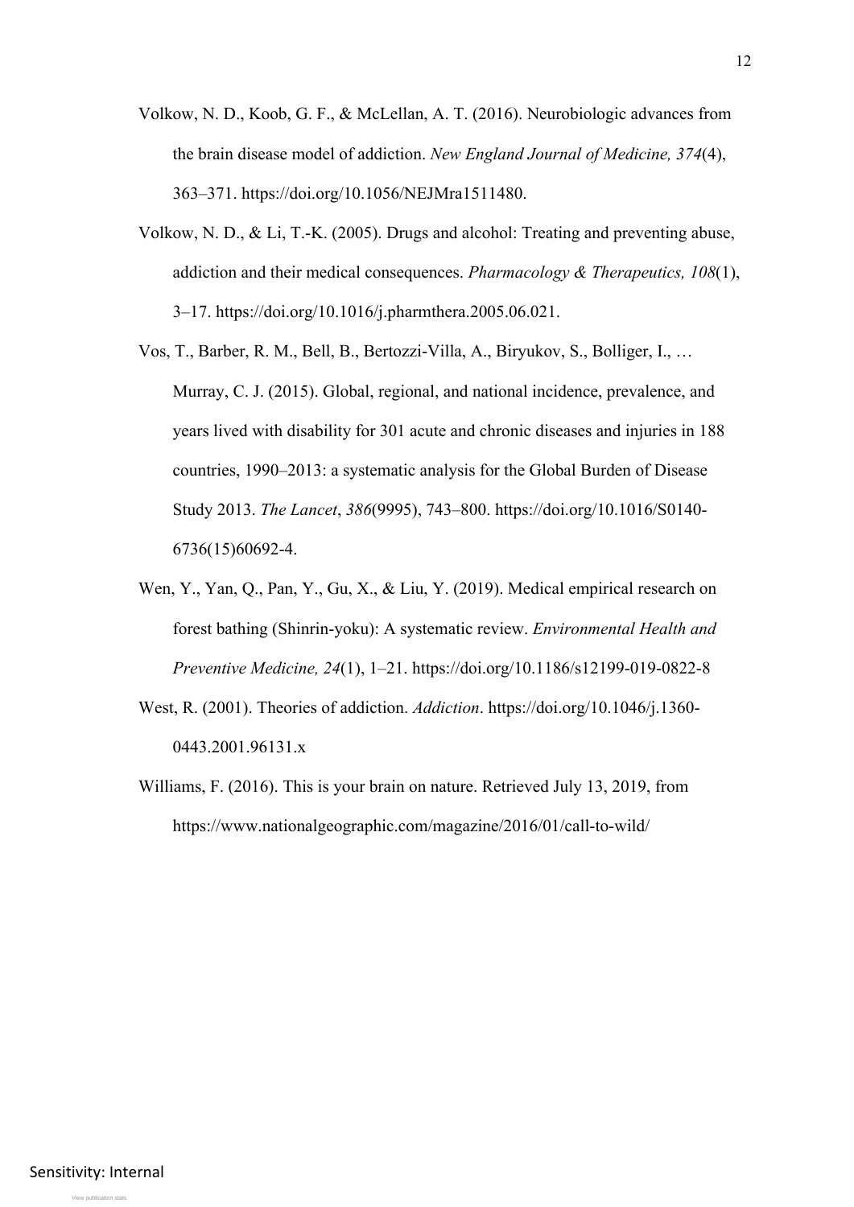Volkow, N. D., Koob, G. F., & McLellan, A. T. (2016). Neurobiologic advances from the brain disease model of addiction. *New England Journal of Medicine, 374*(4), 363–371. https://doi.org/10.1056/NEJMra1511480.

Volkow, N. D., & Li, T.-K. (2005). Drugs and alcohol: Treating and preventing abuse, addiction and their medical consequences. *Pharmacology & Therapeutics, 108*(1), 3–17. https://doi.org/10.1016/j.pharmthera.2005.06.021.

Vos, T., Barber, R. M., Bell, B., Bertozzi-Villa, A., Biryukov, S., Bolliger, I., … Murray, C. J. (2015). Global, regional, and national incidence, prevalence, and years lived with disability for 301 acute and chronic diseases and injuries in 188 countries, 1990–2013: a systematic analysis for the Global Burden of Disease Study 2013. *The Lancet*, *386*(9995), 743–800. https://doi.org/10.1016/S0140-6736(15)60692-4.

Wen, Y., Yan, Q., Pan, Y., Gu, X., & Liu, Y. (2019). Medical empirical research on forest bathing (Shinrin-yoku): A systematic review. *Environmental Health and Preventive Medicine, 24*(1), 1–21. https://doi.org/10.1186/s12199-019-0822-8

West, R. (2001). Theories of addiction. *Addiction*. https://doi.org/10.1046/j.1360-0443.2001.96131.x

Williams, F. (2016). This is your brain on nature. Retrieved July 13, 2019, from https://www.nationalgeographic.com/magazine/2016/01/call-to-wild/

Sensitivity: Internal